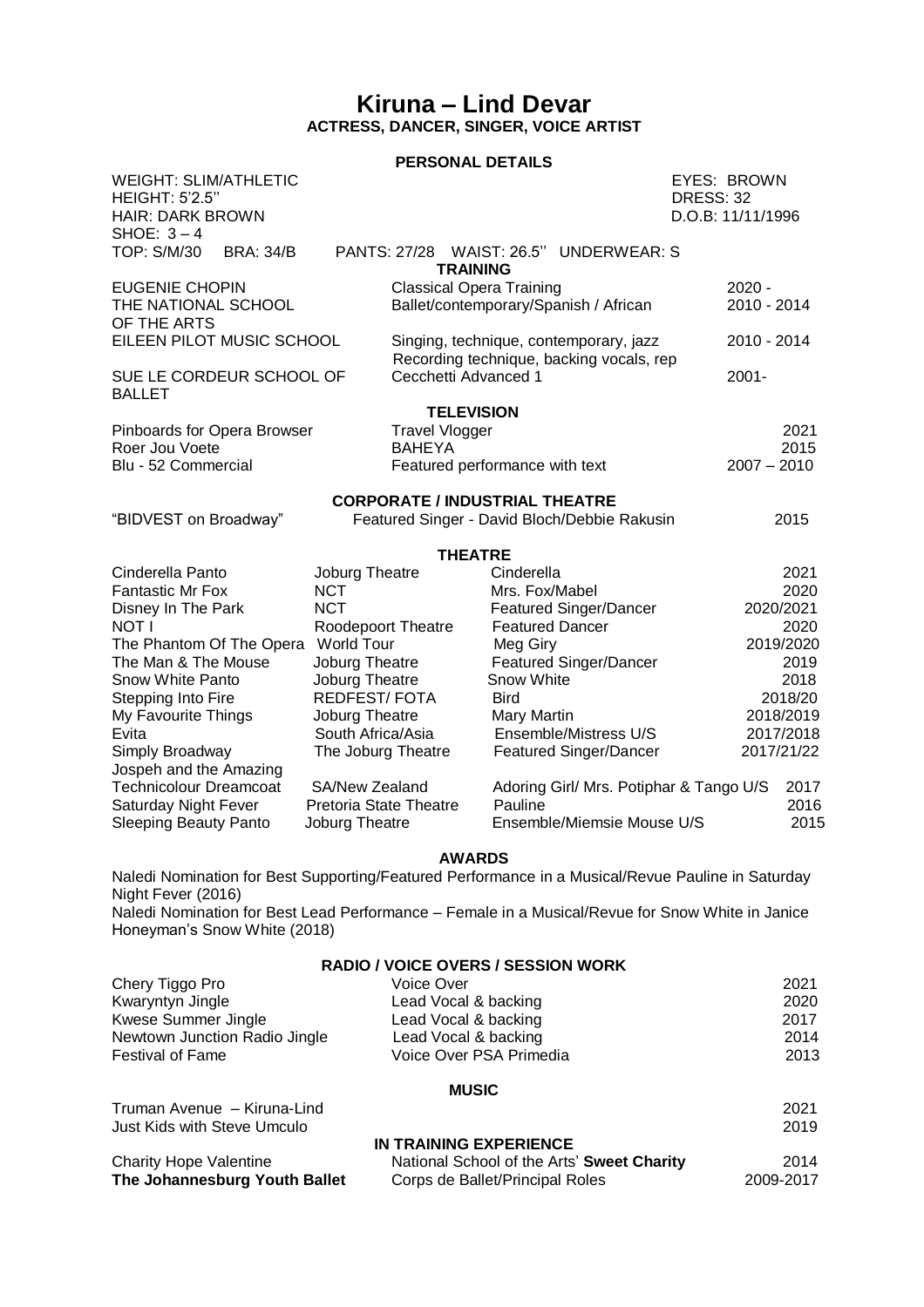# Kiruna – Lind Devar

**ACTRESS, DANCER, SINGER, VOICE ARTIST**

## PERSONAL DETAILS

WEIGHT: SLIM/ATHLETIC
HEIGHT: 5'2.5''
HAIR: DARK BROWN
SHOE: 3 – 4
TOP: S/M/30 BRA: 34/B PANTS: 27/28 WAIST: 26.5'' UNDERWEAR: S

EYES: BROWN
DRESS: 32
D.O.B: 11/11/1996

## TRAINING

| | | |
|---|---|---|
| EUGENIE CHOPIN | Classical Opera Training | 2020 - |
| THE NATIONAL SCHOOL OF THE ARTS | Ballet/contemporary/Spanish / African | 2010 - 2014 |
| EILEEN PILOT MUSIC SCHOOL | Singing, technique, contemporary, jazz Recording technique, backing vocals, rep | 2010 - 2014 |
| SUE LE CORDEUR SCHOOL OF BALLET | Cecchetti Advanced 1 | 2001- |

## TELEVISION

| | | |
|---|---|---|
| Pinboards for Opera Browser | Travel Vlogger | 2021 |
| Roer Jou Voete | BAHEYA | 2015 |
| Blu - 52 Commercial | Featured performance with text | 2007 – 2010 |

## CORPORATE / INDUSTRIAL THEATRE

| | | |
|---|---|---|
| "BIDVEST on Broadway" | Featured Singer - David Bloch/Debbie Rakusin | 2015 |

## THEATRE

| | | | |
|---|---|---|---|
| Cinderella Panto | Joburg Theatre | Cinderella | 2021 |
| Fantastic Mr Fox | NCT | Mrs. Fox/Mabel | 2020 |
| Disney In The Park | NCT | Featured Singer/Dancer | 2020/2021 |
| NOT I | Roodepoort Theatre | Featured Dancer | 2020 |
| The Phantom Of The Opera | World Tour | Meg Giry | 2019/2020 |
| The Man & The Mouse | Joburg Theatre | Featured Singer/Dancer | 2019 |
| Snow White Panto | Joburg Theatre | Snow White | 2018 |
| Stepping Into Fire | REDFEST/ FOTA | Bird | 2018/20 |
| My Favourite Things | Joburg Theatre | Mary Martin | 2018/2019 |
| Evita | South Africa/Asia | Ensemble/Mistress U/S | 2017/2018 |
| Simply Broadway | The Joburg Theatre | Featured Singer/Dancer | 2017/21/22 |
| Jospeh and the Amazing Technicolour Dreamcoat | SA/New Zealand | Adoring Girl/ Mrs. Potiphar & Tango U/S | 2017 |
| Saturday Night Fever | Pretoria State Theatre | Pauline | 2016 |
| Sleeping Beauty Panto | Joburg Theatre | Ensemble/Miemsie Mouse U/S | 2015 |

## AWARDS

Naledi Nomination for Best Supporting/Featured Performance in a Musical/Revue Pauline in Saturday Night Fever (2016)

Naledi Nomination for Best Lead Performance – Female in a Musical/Revue for Snow White in Janice Honeyman's Snow White (2018)

## RADIO / VOICE OVERS / SESSION WORK

| | | |
|---|---|---|
| Chery Tiggo Pro | Voice Over | 2021 |
| Kwaryntyn Jingle | Lead Vocal & backing | 2020 |
| Kwese Summer Jingle | Lead Vocal & backing | 2017 |
| Newtown Junction Radio Jingle | Lead Vocal & backing | 2014 |
| Festival of Fame | Voice Over PSA Primedia | 2013 |

## MUSIC

| | |
|---|---|
| Truman Avenue – Kiruna-Lind | 2021 |
| Just Kids with Steve Umculo | 2019 |

## IN TRAINING EXPERIENCE

| | | |
|---|---|---|
| Charity Hope Valentine | National School of the Arts' **Sweet Charity** | 2014 |
| **The Johannesburg Youth Ballet** | Corps de Ballet/Principal Roles | 2009-2017 |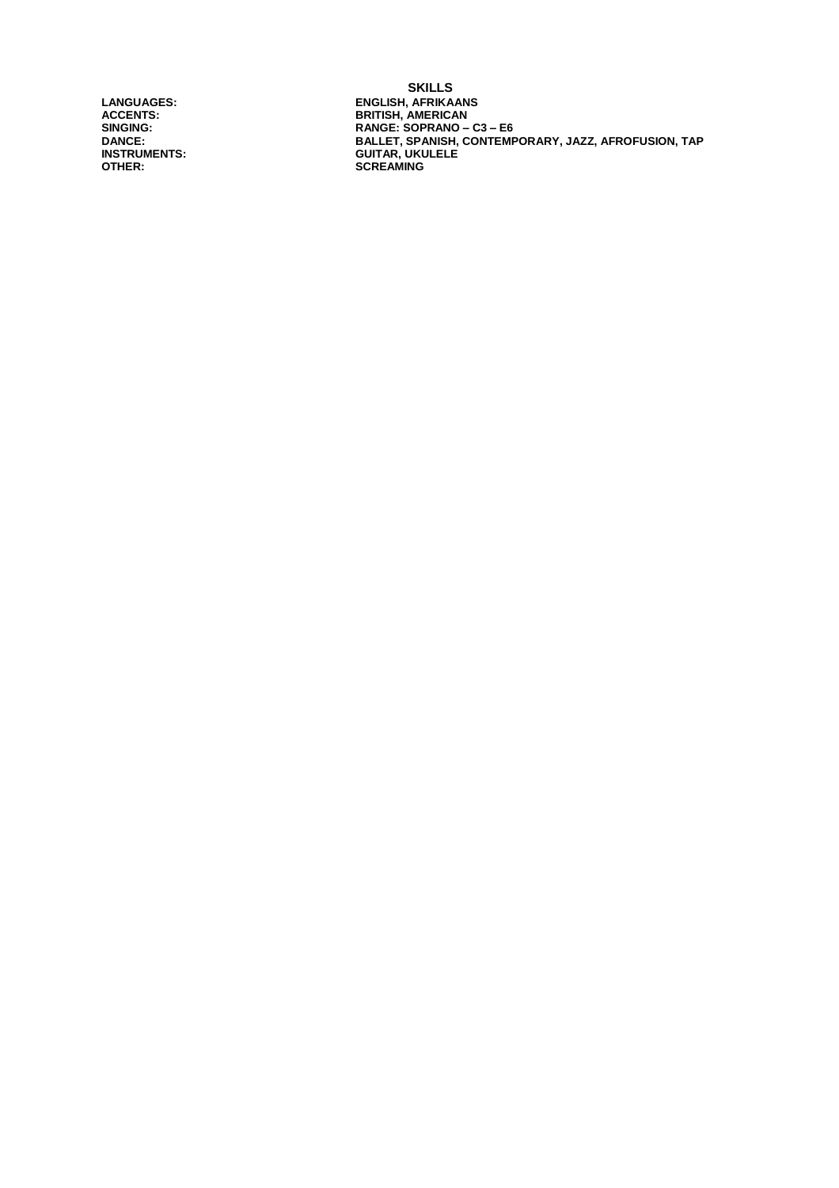## SKILLS

| | |
|---|---|
| **LANGUAGES:** | **ENGLISH, AFRIKAANS** |
| **ACCENTS:** | **BRITISH, AMERICAN** |
| **SINGING:** | **RANGE: SOPRANO – C3 – E6** |
| **DANCE:** | **BALLET, SPANISH, CONTEMPORARY, JAZZ, AFROFUSION, TAP** |
| **INSTRUMENTS:** | **GUITAR, UKULELE** |
| **OTHER:** | **SCREAMING** |